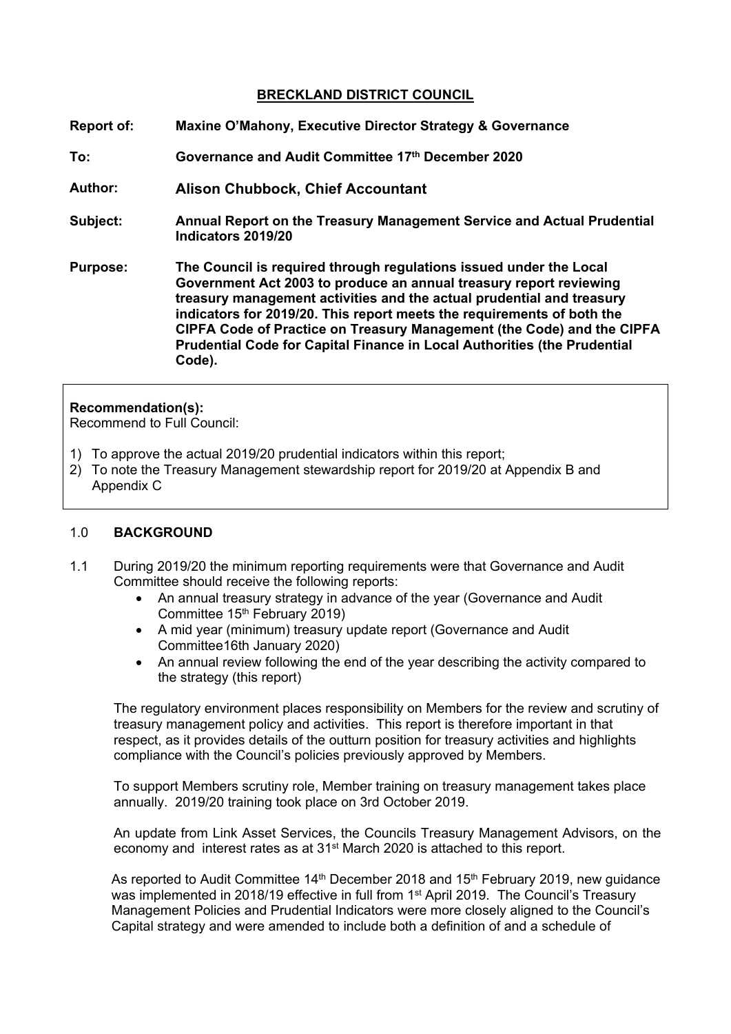**BRECKLAND DISTRICT COUNCIL**

**Report of:** **Maxine O'Mahony, Executive Director Strategy & Governance**

**To:** **Governance and Audit Committee 17th December 2020**

**Author:** **Alison Chubbock, Chief Accountant**

**Subject:** **Annual Report on the Treasury Management Service and Actual Prudential Indicators 2019/20**

**Purpose:** **The Council is required through regulations issued under the Local Government Act 2003 to produce an annual treasury report reviewing treasury management activities and the actual prudential and treasury indicators for 2019/20. This report meets the requirements of both the CIPFA Code of Practice on Treasury Management (the Code) and the CIPFA Prudential Code for Capital Finance in Local Authorities (the Prudential Code).**

**Recommendation(s):**
Recommend to Full Council:

1) To approve the actual 2019/20 prudential indicators within this report;
2) To note the Treasury Management stewardship report for 2019/20 at Appendix B and Appendix C

## 1.0 BACKGROUND

1.1 During 2019/20 the minimum reporting requirements were that Governance and Audit Committee should receive the following reports:

- An annual treasury strategy in advance of the year (Governance and Audit Committee 15th February 2019)
- A mid year (minimum) treasury update report (Governance and Audit Committee16th January 2020)
- An annual review following the end of the year describing the activity compared to the strategy (this report)

The regulatory environment places responsibility on Members for the review and scrutiny of treasury management policy and activities. This report is therefore important in that respect, as it provides details of the outturn position for treasury activities and highlights compliance with the Council's policies previously approved by Members.

To support Members scrutiny role, Member training on treasury management takes place annually. 2019/20 training took place on 3rd October 2019.

An update from Link Asset Services, the Councils Treasury Management Advisors, on the economy and interest rates as at 31st March 2020 is attached to this report.

As reported to Audit Committee 14th December 2018 and 15th February 2019, new guidance was implemented in 2018/19 effective in full from 1st April 2019. The Council's Treasury Management Policies and Prudential Indicators were more closely aligned to the Council's Capital strategy and were amended to include both a definition of and a schedule of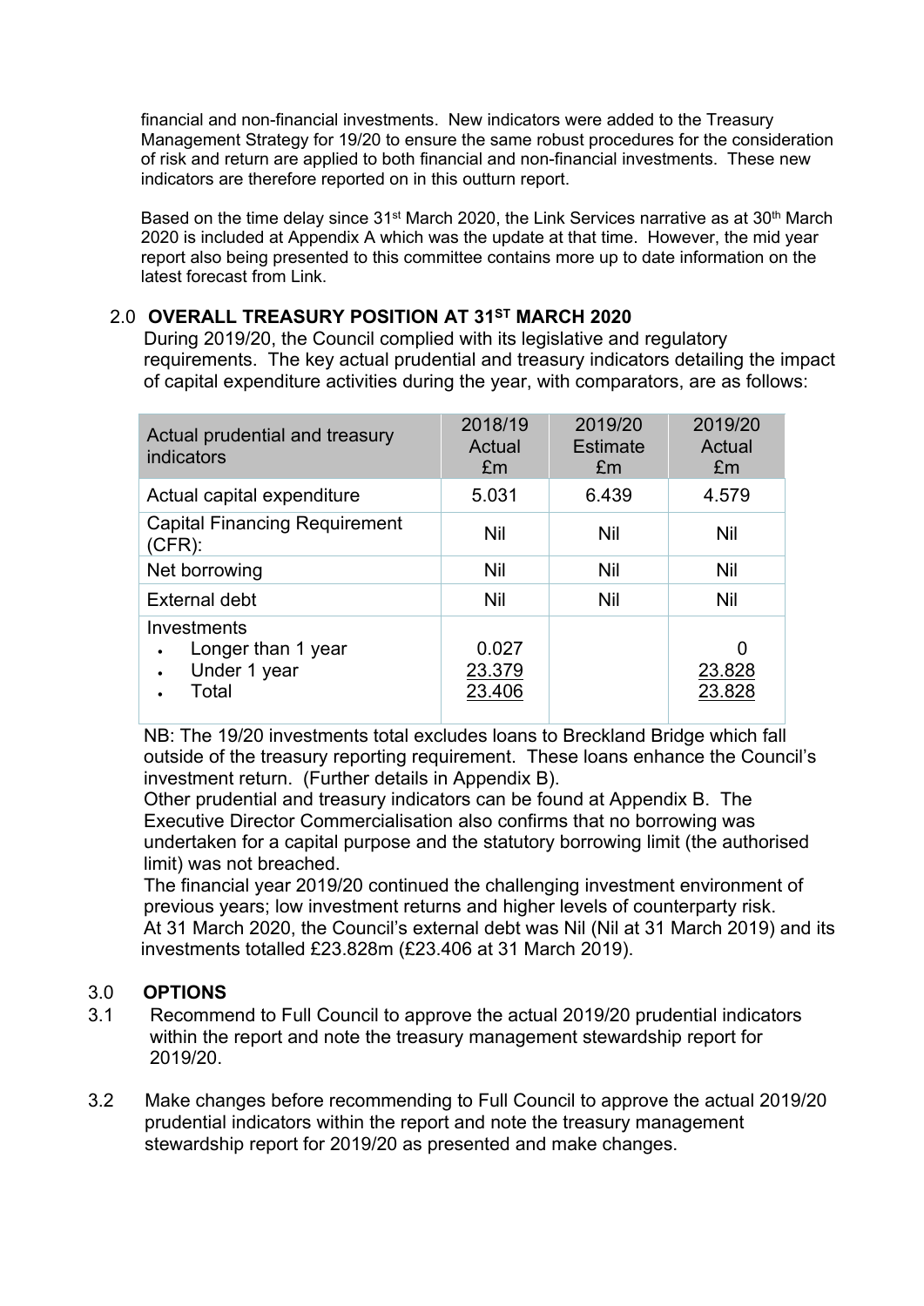financial and non-financial investments. New indicators were added to the Treasury Management Strategy for 19/20 to ensure the same robust procedures for the consideration of risk and return are applied to both financial and non-financial investments. These new indicators are therefore reported on in this outturn report.

Based on the time delay since 31st March 2020, the Link Services narrative as at 30th March 2020 is included at Appendix A which was the update at that time. However, the mid year report also being presented to this committee contains more up to date information on the latest forecast from Link.

## 2.0 OVERALL TREASURY POSITION AT 31ST MARCH 2020

During 2019/20, the Council complied with its legislative and regulatory requirements. The key actual prudential and treasury indicators detailing the impact of capital expenditure activities during the year, with comparators, are as follows:

| Actual prudential and treasury indicators | 2018/19 Actual £m | 2019/20 Estimate £m | 2019/20 Actual £m |
|---|---|---|---|
| Actual capital expenditure | 5.031 | 6.439 | 4.579 |
| Capital Financing Requirement (CFR): | Nil | Nil | Nil |
| Net borrowing | Nil | Nil | Nil |
| External debt | Nil | Nil | Nil |
| Investments<br>• Longer than 1 year<br>• Under 1 year<br>• Total | <br>0.027<br>23.379<br>23.406 | | <br>0<br>23.828<br>23.828 |

NB: The 19/20 investments total excludes loans to Breckland Bridge which fall outside of the treasury reporting requirement. These loans enhance the Council's investment return. (Further details in Appendix B).

Other prudential and treasury indicators can be found at Appendix B. The Executive Director Commercialisation also confirms that no borrowing was undertaken for a capital purpose and the statutory borrowing limit (the authorised limit) was not breached.

The financial year 2019/20 continued the challenging investment environment of previous years; low investment returns and higher levels of counterparty risk.

At 31 March 2020, the Council's external debt was Nil (Nil at 31 March 2019) and its investments totalled £23.828m (£23.406 at 31 March 2019).

## 3.0 OPTIONS

3.1 Recommend to Full Council to approve the actual 2019/20 prudential indicators within the report and note the treasury management stewardship report for 2019/20.

3.2 Make changes before recommending to Full Council to approve the actual 2019/20 prudential indicators within the report and note the treasury management stewardship report for 2019/20 as presented and make changes.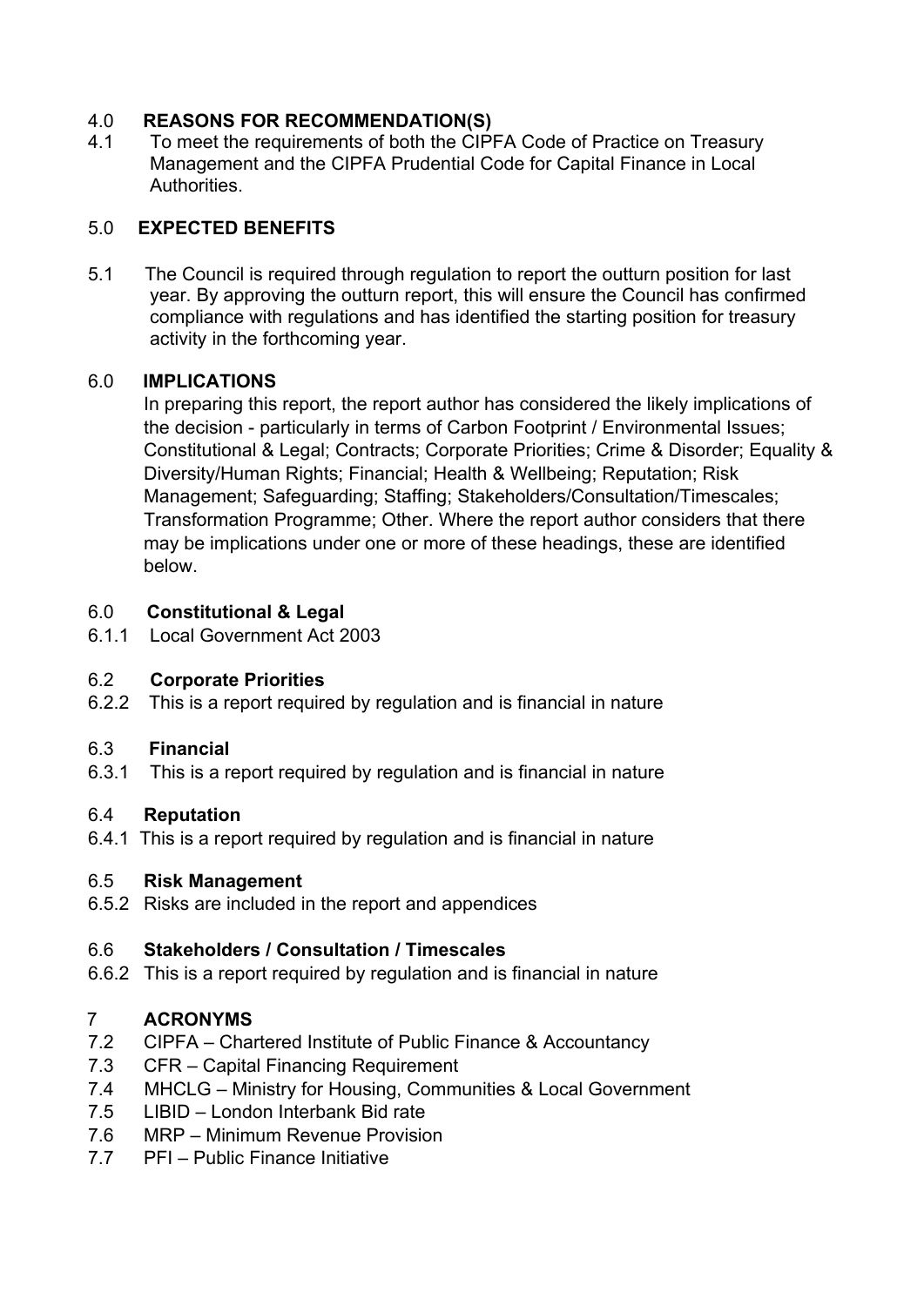## 4.0 REASONS FOR RECOMMENDATION(S)

4.1 To meet the requirements of both the CIPFA Code of Practice on Treasury Management and the CIPFA Prudential Code for Capital Finance in Local Authorities.

## 5.0 EXPECTED BENEFITS

5.1 The Council is required through regulation to report the outturn position for last year. By approving the outturn report, this will ensure the Council has confirmed compliance with regulations and has identified the starting position for treasury activity in the forthcoming year.

## 6.0 IMPLICATIONS

In preparing this report, the report author has considered the likely implications of the decision - particularly in terms of Carbon Footprint / Environmental Issues; Constitutional & Legal; Contracts; Corporate Priorities; Crime & Disorder; Equality & Diversity/Human Rights; Financial; Health & Wellbeing; Reputation; Risk Management; Safeguarding; Staffing; Stakeholders/Consultation/Timescales; Transformation Programme; Other. Where the report author considers that there may be implications under one or more of these headings, these are identified below.

### 6.0 Constitutional & Legal

6.1.1 Local Government Act 2003

### 6.2 Corporate Priorities

6.2.2 This is a report required by regulation and is financial in nature

### 6.3 Financial

6.3.1 This is a report required by regulation and is financial in nature

### 6.4 Reputation

6.4.1 This is a report required by regulation and is financial in nature

### 6.5 Risk Management

6.5.2 Risks are included in the report and appendices

### 6.6 Stakeholders / Consultation / Timescales

6.6.2 This is a report required by regulation and is financial in nature

## 7 ACRONYMS

7.2 CIPFA – Chartered Institute of Public Finance & Accountancy

7.3 CFR – Capital Financing Requirement

7.4 MHCLG – Ministry for Housing, Communities & Local Government

7.5 LIBID – London Interbank Bid rate

7.6 MRP – Minimum Revenue Provision

7.7 PFI – Public Finance Initiative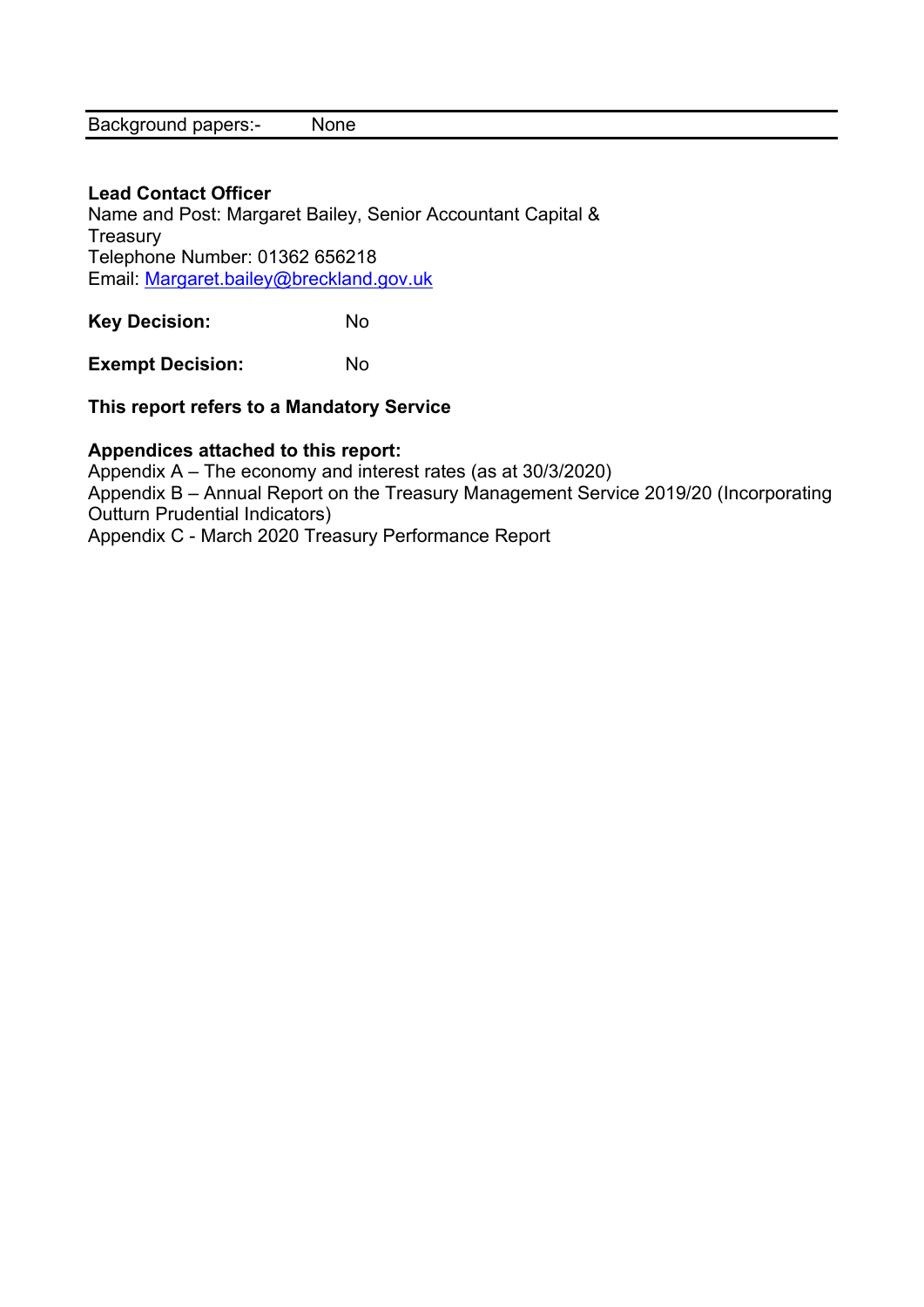| Background papers:- | None |
| --- | --- |

**Lead Contact Officer**
Name and Post: Margaret Bailey, Senior Accountant Capital & Treasury
Telephone Number: 01362 656218
Email: Margaret.bailey@breckland.gov.uk

**Key Decision:** No

**Exempt Decision:** No

**This report refers to a Mandatory Service**

**Appendices attached to this report:**
Appendix A – The economy and interest rates (as at 30/3/2020)
Appendix B – Annual Report on the Treasury Management Service 2019/20 (Incorporating Outturn Prudential Indicators)
Appendix C - March 2020 Treasury Performance Report